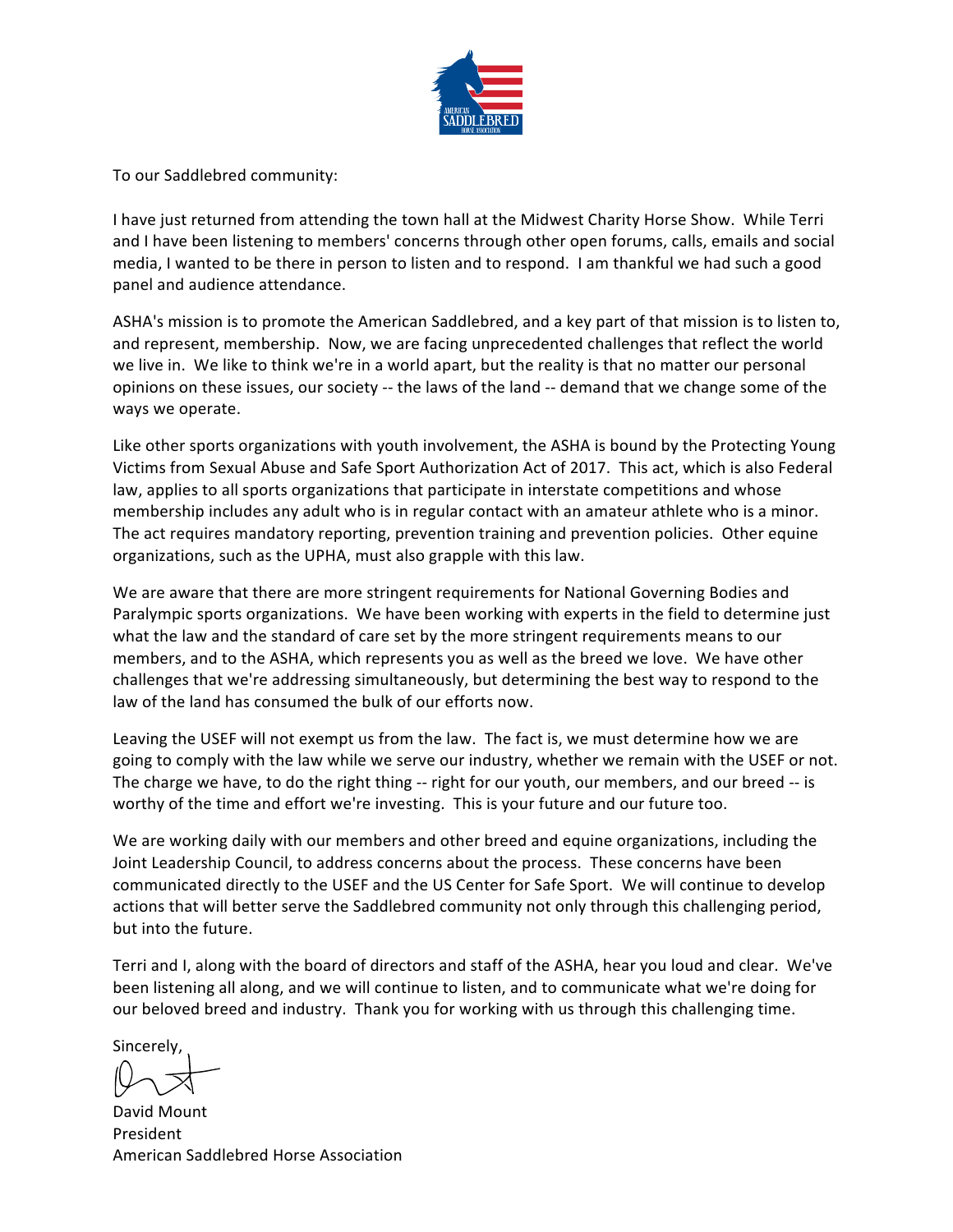To our Saddlebred community:

I have just returned from attending the town hall at the Midwest Charity Horse Show. While Terri and I have been listening to members' concerns through other open forums, calls, emails and social media, I wanted to be there in person to listen and to respond. I am thankful we had such a good panel and audience attendance.

ASHA's mission is to promote the American Saddlebred, and a key part of that mission is to listen to, and represent, membership. Now, we are facing unprecedented challenges that reflect the world we live in. We like to think we're in a world apart, but the reality is that no matter our personal opinions on these issues, our society -- the laws of the land -- demand that we change some of the ways we operate.

Like other sports organizations with youth involvement, the ASHA is bound by the Protecting Young Victims from Sexual Abuse and Safe Sport Authorization Act of 2017. This act, which is also Federal law, applies to all sports organizations that participate in interstate competitions and whose membership includes any adult who is in regular contact with an amateur athlete who is a minor. The act requires mandatory reporting, prevention training and prevention policies. Other equine organizations, such as the UPHA, must also grapple with this law.

We are aware that there are more stringent requirements for National Governing Bodies and Paralympic sports organizations. We have been working with experts in the field to determine just what the law and the standard of care set by the more stringent requirements means to our members, and to the ASHA, which represents you as well as the breed we love. We have other challenges that we're addressing simultaneously, but determining the best way to respond to the law of the land has consumed the bulk of our efforts now.

Leaving the USEF will not exempt us from the law. The fact is, we must determine how we are going to comply with the law while we serve our industry, whether we remain with the USEF or not. The charge we have, to do the right thing -- right for our youth, our members, and our breed -- is worthy of the time and effort we're investing. This is your future and our future too.

We are working daily with our members and other breed and equine organizations, including the Joint Leadership Council, to address concerns about the process. These concerns have been communicated directly to the USEF and the US Center for Safe Sport. We will continue to develop actions that will better serve the Saddlebred community not only through this challenging period, but into the future.

Terri and I, along with the board of directors and staff of the ASHA, hear you loud and clear. We've been listening all along, and we will continue to listen, and to communicate what we're doing for our beloved breed and industry. Thank you for working with us through this challenging time.

Sincerely,

David Mount
President
American Saddlebred Horse Association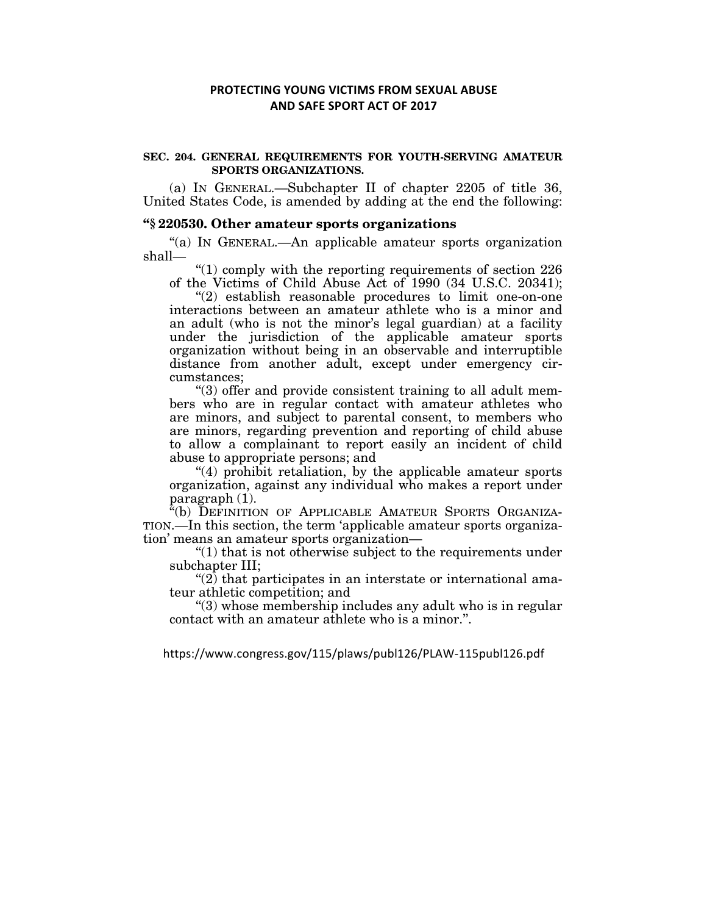**PROTECTING YOUNG VICTIMS FROM SEXUAL ABUSE AND SAFE SPORT ACT OF 2017**

**SEC. 204. GENERAL REQUIREMENTS FOR YOUTH-SERVING AMATEUR SPORTS ORGANIZATIONS.**

(a) IN GENERAL.—Subchapter II of chapter 2205 of title 36, United States Code, is amended by adding at the end the following:

**"§ 220530. Other amateur sports organizations**

"(a) IN GENERAL.—An applicable amateur sports organization shall—

"(1) comply with the reporting requirements of section 226 of the Victims of Child Abuse Act of 1990 (34 U.S.C. 20341);

"(2) establish reasonable procedures to limit one-on-one interactions between an amateur athlete who is a minor and an adult (who is not the minor's legal guardian) at a facility under the jurisdiction of the applicable amateur sports organization without being in an observable and interruptible distance from another adult, except under emergency circumstances;

"(3) offer and provide consistent training to all adult members who are in regular contact with amateur athletes who are minors, and subject to parental consent, to members who are minors, regarding prevention and reporting of child abuse to allow a complainant to report easily an incident of child abuse to appropriate persons; and

"(4) prohibit retaliation, by the applicable amateur sports organization, against any individual who makes a report under paragraph (1).

"(b) DEFINITION OF APPLICABLE AMATEUR SPORTS ORGANIZATION.—In this section, the term 'applicable amateur sports organization' means an amateur sports organization—

"(1) that is not otherwise subject to the requirements under subchapter III;

"(2) that participates in an interstate or international amateur athletic competition; and

"(3) whose membership includes any adult who is in regular contact with an amateur athlete who is a minor.".

https://www.congress.gov/115/plaws/publ126/PLAW-115publ126.pdf